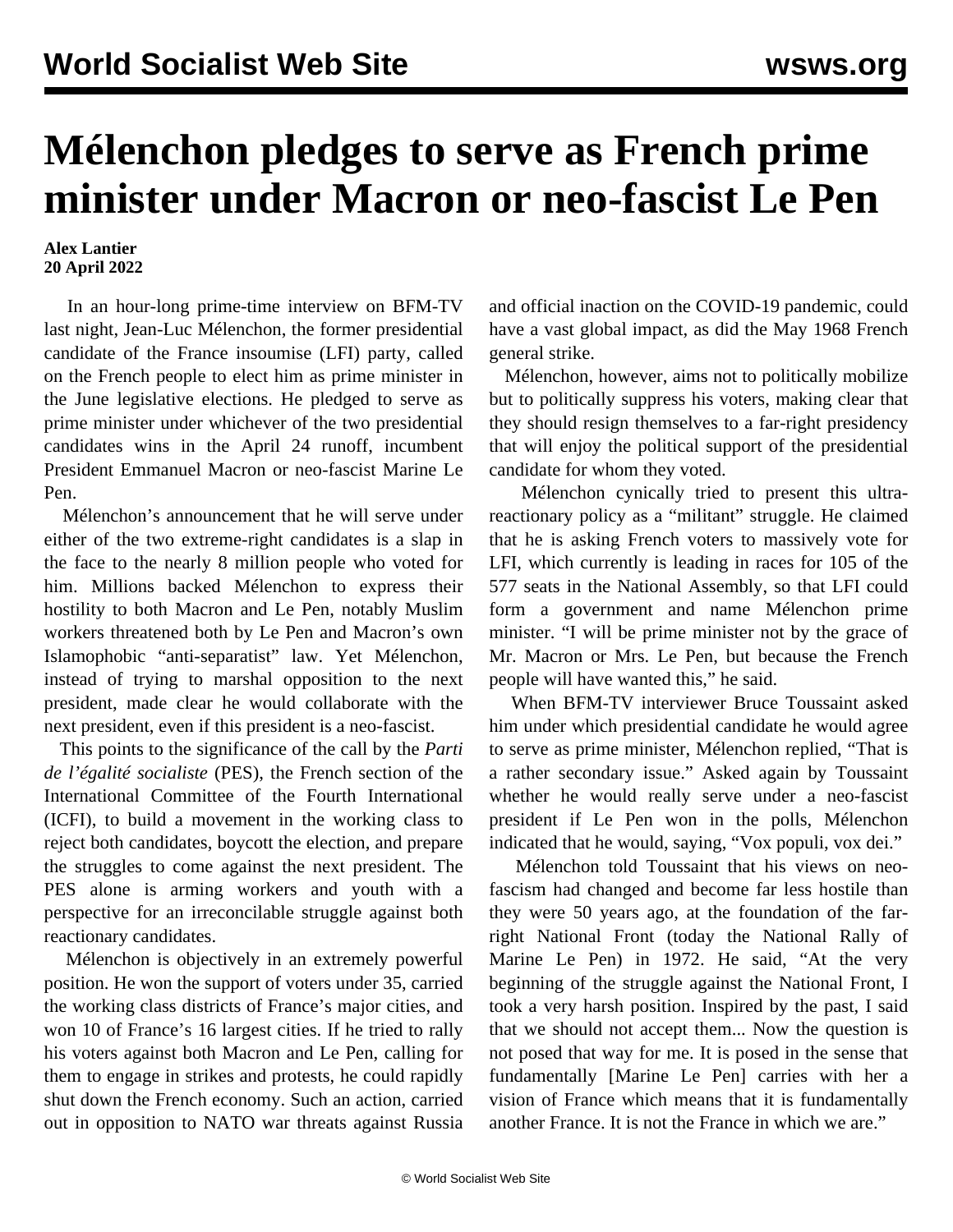# Mélenchon pledges to serve as French prime minister under Macron or neo-fascist Le Pen

**Alex Lantier**
**20 April 2022**

In an hour-long prime-time interview on BFM-TV last night, Jean-Luc Mélenchon, the former presidential candidate of the France insoumise (LFI) party, called on the French people to elect him as prime minister in the June legislative elections. He pledged to serve as prime minister under whichever of the two presidential candidates wins in the April 24 runoff, incumbent President Emmanuel Macron or neo-fascist Marine Le Pen.

Mélenchon's announcement that he will serve under either of the two extreme-right candidates is a slap in the face to the nearly 8 million people who voted for him. Millions backed Mélenchon to express their hostility to both Macron and Le Pen, notably Muslim workers threatened both by Le Pen and Macron's own Islamophobic "anti-separatist" law. Yet Mélenchon, instead of trying to marshal opposition to the next president, made clear he would collaborate with the next president, even if this president is a neo-fascist.

This points to the significance of the call by the *Parti de l'égalité socialiste* (PES), the French section of the International Committee of the Fourth International (ICFI), to build a movement in the working class to reject both candidates, boycott the election, and prepare the struggles to come against the next president. The PES alone is arming workers and youth with a perspective for an irreconcilable struggle against both reactionary candidates.

Mélenchon is objectively in an extremely powerful position. He won the support of voters under 35, carried the working class districts of France's major cities, and won 10 of France's 16 largest cities. If he tried to rally his voters against both Macron and Le Pen, calling for them to engage in strikes and protests, he could rapidly shut down the French economy. Such an action, carried out in opposition to NATO war threats against Russia and official inaction on the COVID-19 pandemic, could have a vast global impact, as did the May 1968 French general strike.

Mélenchon, however, aims not to politically mobilize but to politically suppress his voters, making clear that they should resign themselves to a far-right presidency that will enjoy the political support of the presidential candidate for whom they voted.

Mélenchon cynically tried to present this ultra-reactionary policy as a "militant" struggle. He claimed that he is asking French voters to massively vote for LFI, which currently is leading in races for 105 of the 577 seats in the National Assembly, so that LFI could form a government and name Mélenchon prime minister. "I will be prime minister not by the grace of Mr. Macron or Mrs. Le Pen, but because the French people will have wanted this," he said.

When BFM-TV interviewer Bruce Toussaint asked him under which presidential candidate he would agree to serve as prime minister, Mélenchon replied, "That is a rather secondary issue." Asked again by Toussaint whether he would really serve under a neo-fascist president if Le Pen won in the polls, Mélenchon indicated that he would, saying, "Vox populi, vox dei."

Mélenchon told Toussaint that his views on neo-fascism had changed and become far less hostile than they were 50 years ago, at the foundation of the far-right National Front (today the National Rally of Marine Le Pen) in 1972. He said, "At the very beginning of the struggle against the National Front, I took a very harsh position. Inspired by the past, I said that we should not accept them... Now the question is not posed that way for me. It is posed in the sense that fundamentally [Marine Le Pen] carries with her a vision of France which means that it is fundamentally another France. It is not the France in which we are."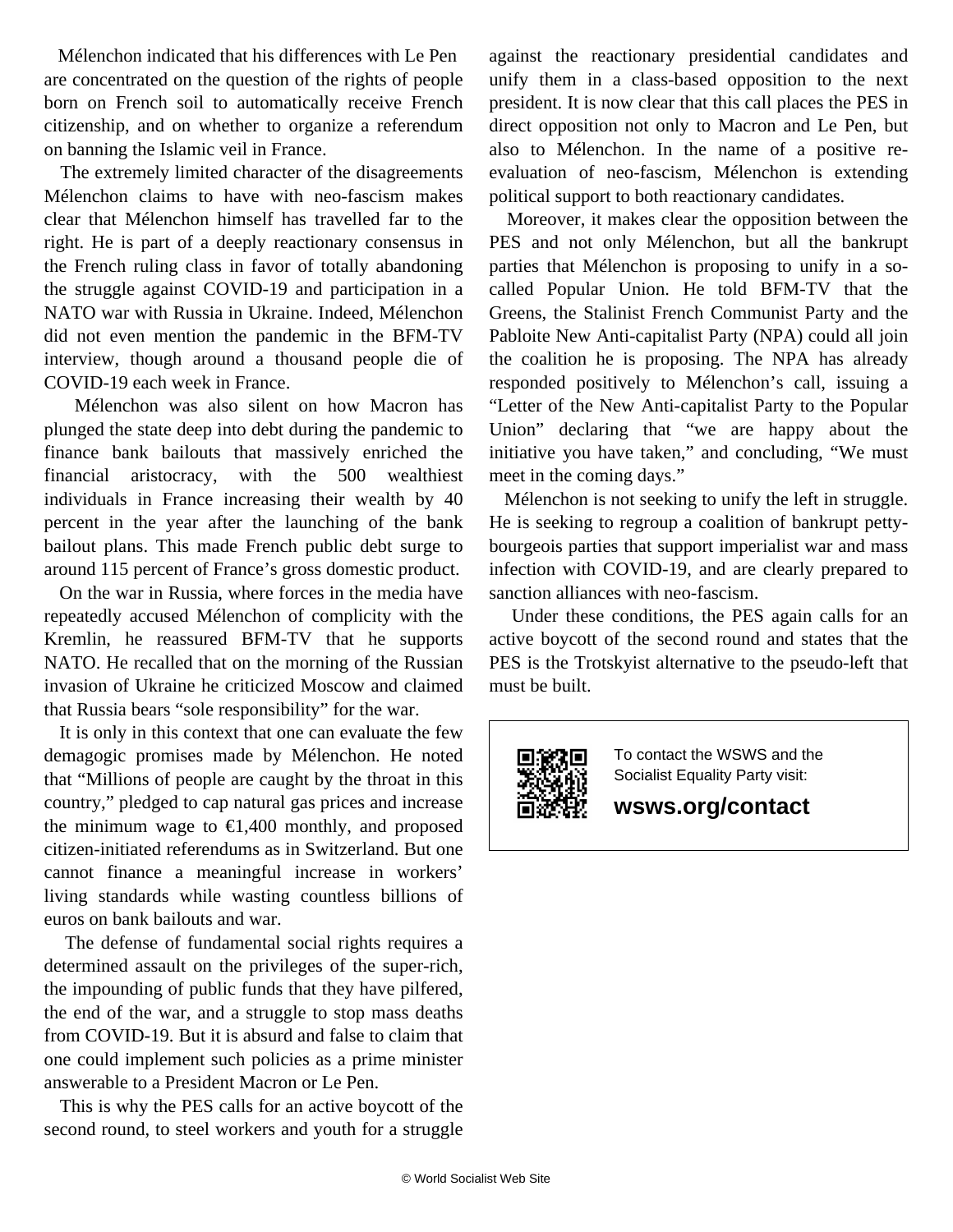Mélenchon indicated that his differences with Le Pen are concentrated on the question of the rights of people born on French soil to automatically receive French citizenship, and on whether to organize a referendum on banning the Islamic veil in France.

The extremely limited character of the disagreements Mélenchon claims to have with neo-fascism makes clear that Mélenchon himself has travelled far to the right. He is part of a deeply reactionary consensus in the French ruling class in favor of totally abandoning the struggle against COVID-19 and participation in a NATO war with Russia in Ukraine. Indeed, Mélenchon did not even mention the pandemic in the BFM-TV interview, though around a thousand people die of COVID-19 each week in France.

Mélenchon was also silent on how Macron has plunged the state deep into debt during the pandemic to finance bank bailouts that massively enriched the financial aristocracy, with the 500 wealthiest individuals in France increasing their wealth by 40 percent in the year after the launching of the bank bailout plans. This made French public debt surge to around 115 percent of France's gross domestic product.

On the war in Russia, where forces in the media have repeatedly accused Mélenchon of complicity with the Kremlin, he reassured BFM-TV that he supports NATO. He recalled that on the morning of the Russian invasion of Ukraine he criticized Moscow and claimed that Russia bears "sole responsibility" for the war.

It is only in this context that one can evaluate the few demagogic promises made by Mélenchon. He noted that "Millions of people are caught by the throat in this country," pledged to cap natural gas prices and increase the minimum wage to €1,400 monthly, and proposed citizen-initiated referendums as in Switzerland. But one cannot finance a meaningful increase in workers' living standards while wasting countless billions of euros on bank bailouts and war.

The defense of fundamental social rights requires a determined assault on the privileges of the super-rich, the impounding of public funds that they have pilfered, the end of the war, and a struggle to stop mass deaths from COVID-19. But it is absurd and false to claim that one could implement such policies as a prime minister answerable to a President Macron or Le Pen.

This is why the PES calls for an active boycott of the second round, to steel workers and youth for a struggle against the reactionary presidential candidates and unify them in a class-based opposition to the next president. It is now clear that this call places the PES in direct opposition not only to Macron and Le Pen, but also to Mélenchon. In the name of a positive re-evaluation of neo-fascism, Mélenchon is extending political support to both reactionary candidates.

Moreover, it makes clear the opposition between the PES and not only Mélenchon, but all the bankrupt parties that Mélenchon is proposing to unify in a so-called Popular Union. He told BFM-TV that the Greens, the Stalinist French Communist Party and the Pabloite New Anti-capitalist Party (NPA) could all join the coalition he is proposing. The NPA has already responded positively to Mélenchon's call, issuing a "Letter of the New Anti-capitalist Party to the Popular Union" declaring that "we are happy about the initiative you have taken," and concluding, "We must meet in the coming days."

Mélenchon is not seeking to unify the left in struggle. He is seeking to regroup a coalition of bankrupt petty-bourgeois parties that support imperialist war and mass infection with COVID-19, and are clearly prepared to sanction alliances with neo-fascism.

Under these conditions, the PES again calls for an active boycott of the second round and states that the PES is the Trotskyist alternative to the pseudo-left that must be built.

To contact the WSWS and the Socialist Equality Party visit:

**wsws.org/contact**